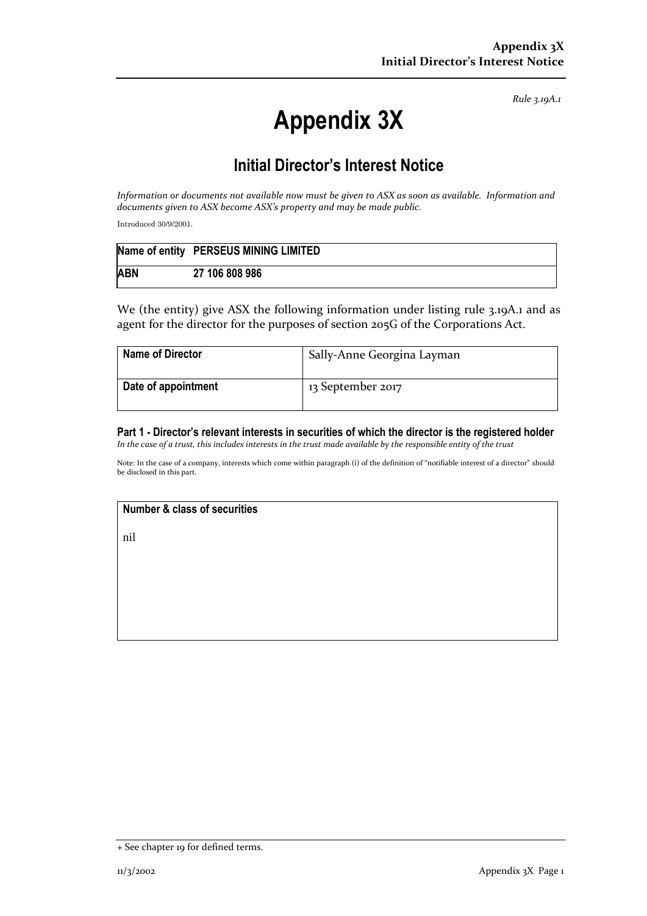*Rule 3.19A.1*

# Appendix 3X

## Initial Director's Interest Notice

*Information or documents not available now must be given to ASX as soon as available. Information and documents given to ASX become ASX's property and may be made public.*

Introduced 30/9/2001.

| Name of entity | PERSEUS MINING LIMITED |
|---|---|
| ABN | 27 106 808 986 |

We (the entity) give ASX the following information under listing rule 3.19A.1 and as agent for the director for the purposes of section 205G of the Corporations Act.

| Name of Director | Sally-Anne Georgina Layman |
|---|---|
| Date of appointment | 13 September 2017 |

### Part 1 - Director's relevant interests in securities of which the director is the registered holder

*In the case of a trust, this includes interests in the trust made available by the responsible entity of the trust*

Note: In the case of a company, interests which come within paragraph (i) of the definition of "notifiable interest of a director" should be disclosed in this part.

| Number & class of securities |
|---|
| nil |

+ See chapter 19 for defined terms.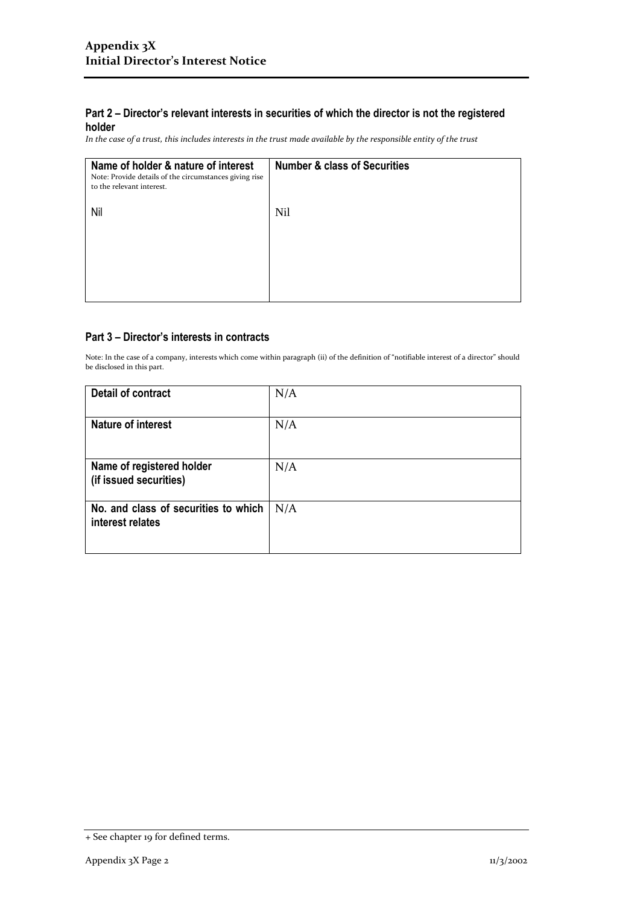## Part 2 – Director's relevant interests in securities of which the director is not the registered holder

*In the case of a trust, this includes interests in the trust made available by the responsible entity of the trust*

| Name of holder & nature of interest<br>Note: Provide details of the circumstances giving rise to the relevant interest. | Number & class of Securities |
|---|---|
| Nil | Nil |

## Part 3 – Director's interests in contracts

Note: In the case of a company, interests which come within paragraph (ii) of the definition of "notifiable interest of a director" should be disclosed in this part.

| | |
|---|---|
| **Detail of contract** | N/A |
| **Nature of interest** | N/A |
| **Name of registered holder (if issued securities)** | N/A |
| **No. and class of securities to which interest relates** | N/A |

+ See chapter 19 for defined terms.